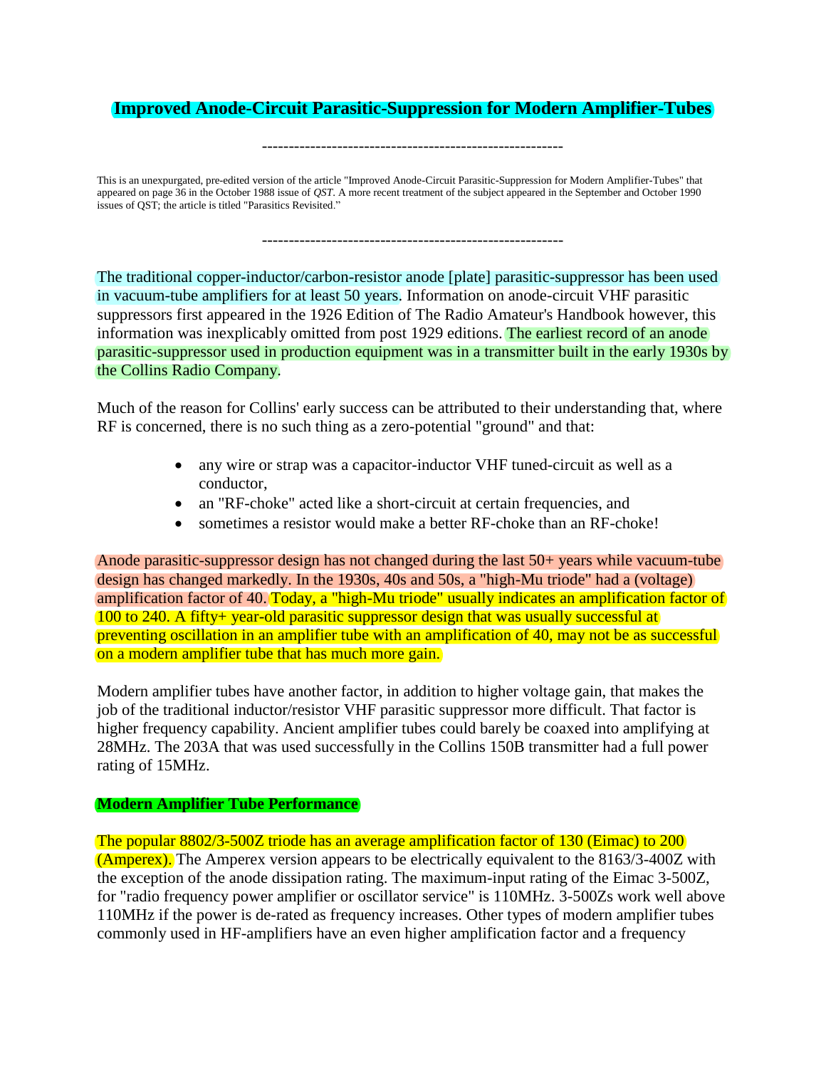# Improved Anode-Circuit Parasitic-Suppression for Modern Amplifier-Tubes

---

This is an unexpurgated, pre-edited version of the article "Improved Anode-Circuit Parasitic-Suppression for Modern Amplifier-Tubes" that appeared on page 36 in the October 1988 issue of *QST*. A more recent treatment of the subject appeared in the September and October 1990 issues of QST; the article is titled "Parasitics Revisited."

---

The traditional copper-inductor/carbon-resistor anode [plate] parasitic-suppressor has been used in vacuum-tube amplifiers for at least 50 years. Information on anode-circuit VHF parasitic suppressors first appeared in the 1926 Edition of The Radio Amateur's Handbook however, this information was inexplicably omitted from post 1929 editions. The earliest record of an anode parasitic-suppressor used in production equipment was in a transmitter built in the early 1930s by the Collins Radio Company.

Much of the reason for Collins' early success can be attributed to their understanding that, where RF is concerned, there is no such thing as a zero-potential "ground" and that:

- any wire or strap was a capacitor-inductor VHF tuned-circuit as well as a conductor,
- an "RF-choke" acted like a short-circuit at certain frequencies, and
- sometimes a resistor would make a better RF-choke than an RF-choke!

Anode parasitic-suppressor design has not changed during the last 50+ years while vacuum-tube design has changed markedly. In the 1930s, 40s and 50s, a "high-Mu triode" had a (voltage) amplification factor of 40. Today, a "high-Mu triode" usually indicates an amplification factor of 100 to 240. A fifty+ year-old parasitic suppressor design that was usually successful at preventing oscillation in an amplifier tube with an amplification of 40, may not be as successful on a modern amplifier tube that has much more gain.

Modern amplifier tubes have another factor, in addition to higher voltage gain, that makes the job of the traditional inductor/resistor VHF parasitic suppressor more difficult. That factor is higher frequency capability. Ancient amplifier tubes could barely be coaxed into amplifying at 28MHz. The 203A that was used successfully in the Collins 150B transmitter had a full power rating of 15MHz.

### Modern Amplifier Tube Performance

The popular 8802/3-500Z triode has an average amplification factor of 130 (Eimac) to 200 (Amperex). The Amperex version appears to be electrically equivalent to the 8163/3-400Z with the exception of the anode dissipation rating. The maximum-input rating of the Eimac 3-500Z, for "radio frequency power amplifier or oscillator service" is 110MHz. 3-500Zs work well above 110MHz if the power is de-rated as frequency increases. Other types of modern amplifier tubes commonly used in HF-amplifiers have an even higher amplification factor and a frequency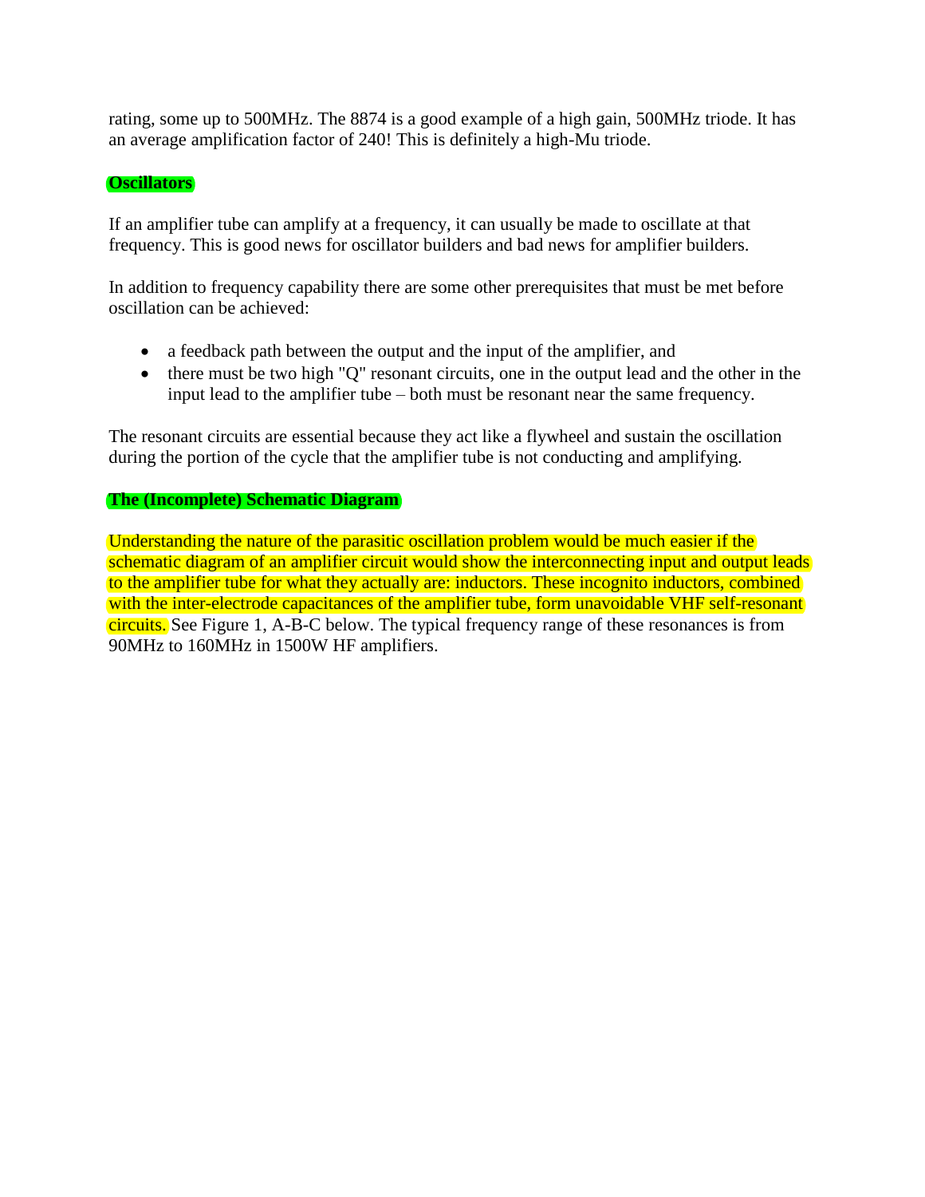rating, some up to 500MHz. The 8874 is a good example of a high gain, 500MHz triode. It has an average amplification factor of 240! This is definitely a high-Mu triode.

**Oscillators**

If an amplifier tube can amplify at a frequency, it can usually be made to oscillate at that frequency. This is good news for oscillator builders and bad news for amplifier builders.

In addition to frequency capability there are some other prerequisites that must be met before oscillation can be achieved:

- a feedback path between the output and the input of the amplifier, and
- there must be two high "Q" resonant circuits, one in the output lead and the other in the input lead to the amplifier tube – both must be resonant near the same frequency.

The resonant circuits are essential because they act like a flywheel and sustain the oscillation during the portion of the cycle that the amplifier tube is not conducting and amplifying.

**The (Incomplete) Schematic Diagram**

Understanding the nature of the parasitic oscillation problem would be much easier if the schematic diagram of an amplifier circuit would show the interconnecting input and output leads to the amplifier tube for what they actually are: inductors. These incognito inductors, combined with the inter-electrode capacitances of the amplifier tube, form unavoidable VHF self-resonant circuits. See Figure 1, A-B-C below. The typical frequency range of these resonances is from 90MHz to 160MHz in 1500W HF amplifiers.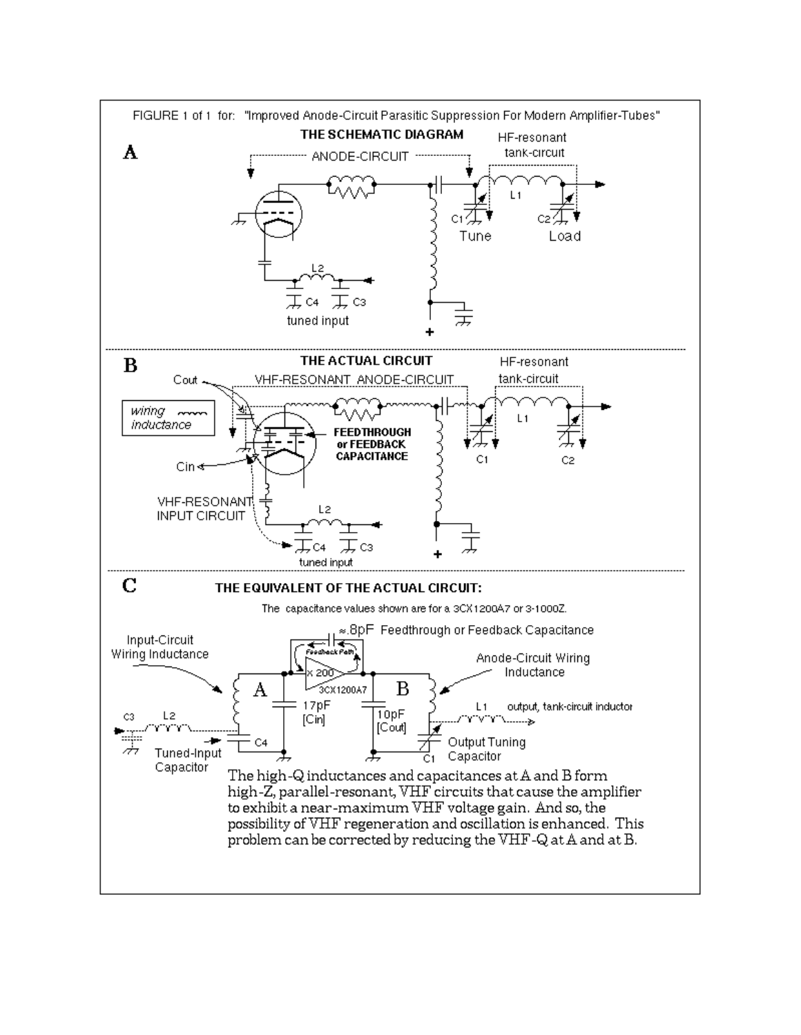FIGURE 1 of 1 for: "Improved Anode-Circuit Parasitic Suppression For Modern Amplifier-Tubes"

**A**

**THE SCHEMATIC DIAGRAM**

ANODE-CIRCUIT

HF-resonant tank-circuit

L1

C1 Tune

C2 Load

L2

C4 C3

tuned input

+

**B**

**THE ACTUAL CIRCUIT**

Cout

VHF-RESONANT ANODE-CIRCUIT

HF-resonant tank-circuit

wiring inductance

**FEEDTHROUGH or FEEDBACK CAPACITANCE**

L1

Cin

C1

C2

VHF-RESONANT INPUT CIRCUIT

L2

C4 C3

tuned input

+

**C**

**THE EQUIVALENT OF THE ACTUAL CIRCUIT:**

The capacitance values shown are for a 3CX1200A7 or 3-1000Z.

≈.8pF Feedthrough or Feedback Capacitance

Input-Circuit Wiring Inductance

Feedback Path

x 200

3CX1200A7

A

B

Anode-Circuit Wiring Inductance

17pF [Cin]

10pF [Cout]

L1 output, tank-circuit inductor

C3 L2

C4

Tuned-Input Capacitor

C1 Output Tuning Capacitor

The high-Q inductances and capacitances at A and B form high-Z, parallel-resonant, VHF circuits that cause the amplifier to exhibit a near-maximum VHF voltage gain. And so, the possibility of VHF regeneration and oscillation is enhanced. This problem can be corrected by reducing the VHF-Q at A and at B.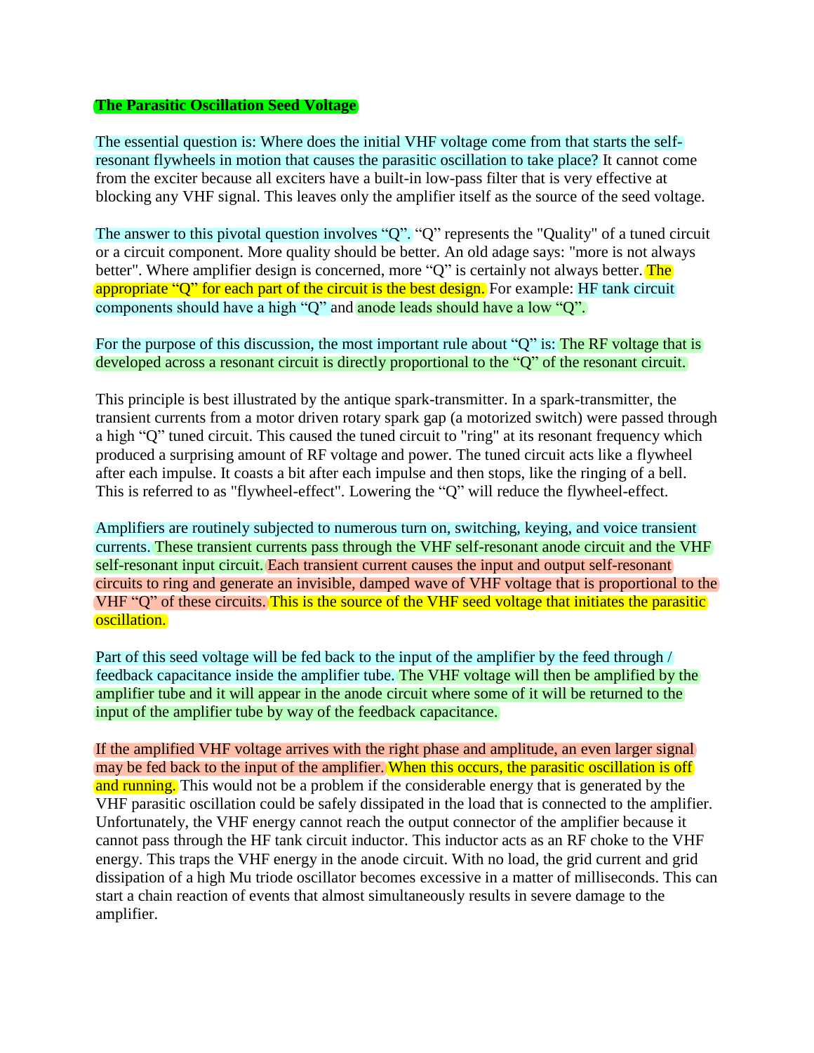**The Parasitic Oscillation Seed Voltage**

The essential question is: Where does the initial VHF voltage come from that starts the self-resonant flywheels in motion that causes the parasitic oscillation to take place? It cannot come from the exciter because all exciters have a built-in low-pass filter that is very effective at blocking any VHF signal. This leaves only the amplifier itself as the source of the seed voltage.

The answer to this pivotal question involves “Q”. “Q” represents the "Quality" of a tuned circuit or a circuit component. More quality should be better. An old adage says: "more is not always better". Where amplifier design is concerned, more “Q” is certainly not always better. The appropriate “Q” for each part of the circuit is the best design. For example: HF tank circuit components should have a high “Q” and anode leads should have a low “Q”.

For the purpose of this discussion, the most important rule about “Q” is: The RF voltage that is developed across a resonant circuit is directly proportional to the “Q” of the resonant circuit.

This principle is best illustrated by the antique spark-transmitter. In a spark-transmitter, the transient currents from a motor driven rotary spark gap (a motorized switch) were passed through a high “Q” tuned circuit. This caused the tuned circuit to "ring" at its resonant frequency which produced a surprising amount of RF voltage and power. The tuned circuit acts like a flywheel after each impulse. It coasts a bit after each impulse and then stops, like the ringing of a bell. This is referred to as "flywheel-effect". Lowering the “Q” will reduce the flywheel-effect.

Amplifiers are routinely subjected to numerous turn on, switching, keying, and voice transient currents. These transient currents pass through the VHF self-resonant anode circuit and the VHF self-resonant input circuit. Each transient current causes the input and output self-resonant circuits to ring and generate an invisible, damped wave of VHF voltage that is proportional to the VHF “Q” of these circuits. This is the source of the VHF seed voltage that initiates the parasitic oscillation.

Part of this seed voltage will be fed back to the input of the amplifier by the feed through / feedback capacitance inside the amplifier tube. The VHF voltage will then be amplified by the amplifier tube and it will appear in the anode circuit where some of it will be returned to the input of the amplifier tube by way of the feedback capacitance.

If the amplified VHF voltage arrives with the right phase and amplitude, an even larger signal may be fed back to the input of the amplifier. When this occurs, the parasitic oscillation is off and running. This would not be a problem if the considerable energy that is generated by the VHF parasitic oscillation could be safely dissipated in the load that is connected to the amplifier. Unfortunately, the VHF energy cannot reach the output connector of the amplifier because it cannot pass through the HF tank circuit inductor. This inductor acts as an RF choke to the VHF energy. This traps the VHF energy in the anode circuit. With no load, the grid current and grid dissipation of a high Mu triode oscillator becomes excessive in a matter of milliseconds. This can start a chain reaction of events that almost simultaneously results in severe damage to the amplifier.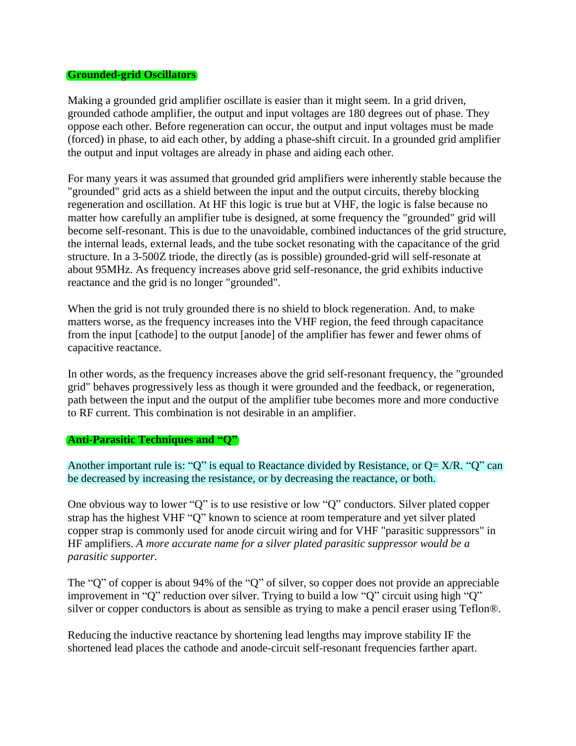## Grounded-grid Oscillators

Making a grounded grid amplifier oscillate is easier than it might seem. In a grid driven, grounded cathode amplifier, the output and input voltages are 180 degrees out of phase. They oppose each other. Before regeneration can occur, the output and input voltages must be made (forced) in phase, to aid each other, by adding a phase-shift circuit. In a grounded grid amplifier the output and input voltages are already in phase and aiding each other.

For many years it was assumed that grounded grid amplifiers were inherently stable because the "grounded" grid acts as a shield between the input and the output circuits, thereby blocking regeneration and oscillation. At HF this logic is true but at VHF, the logic is false because no matter how carefully an amplifier tube is designed, at some frequency the "grounded" grid will become self-resonant. This is due to the unavoidable, combined inductances of the grid structure, the internal leads, external leads, and the tube socket resonating with the capacitance of the grid structure. In a 3-500Z triode, the directly (as is possible) grounded-grid will self-resonate at about 95MHz. As frequency increases above grid self-resonance, the grid exhibits inductive reactance and the grid is no longer "grounded".

When the grid is not truly grounded there is no shield to block regeneration. And, to make matters worse, as the frequency increases into the VHF region, the feed through capacitance from the input [cathode] to the output [anode] of the amplifier has fewer and fewer ohms of capacitive reactance.

In other words, as the frequency increases above the grid self-resonant frequency, the "grounded grid" behaves progressively less as though it were grounded and the feedback, or regeneration, path between the input and the output of the amplifier tube becomes more and more conductive to RF current. This combination is not desirable in an amplifier.

## Anti-Parasitic Techniques and "Q"

Another important rule is: "Q" is equal to Reactance divided by Resistance, or Q= X/R. "Q" can be decreased by increasing the resistance, or by decreasing the reactance, or both.

One obvious way to lower "Q" is to use resistive or low "Q" conductors. Silver plated copper strap has the highest VHF "Q" known to science at room temperature and yet silver plated copper strap is commonly used for anode circuit wiring and for VHF "parasitic suppressors" in HF amplifiers. *A more accurate name for a silver plated parasitic suppressor would be a parasitic supporter.*

The "Q" of copper is about 94% of the "Q" of silver, so copper does not provide an appreciable improvement in "Q" reduction over silver. Trying to build a low "Q" circuit using high "Q" silver or copper conductors is about as sensible as trying to make a pencil eraser using Teflon®.

Reducing the inductive reactance by shortening lead lengths may improve stability IF the shortened lead places the cathode and anode-circuit self-resonant frequencies farther apart.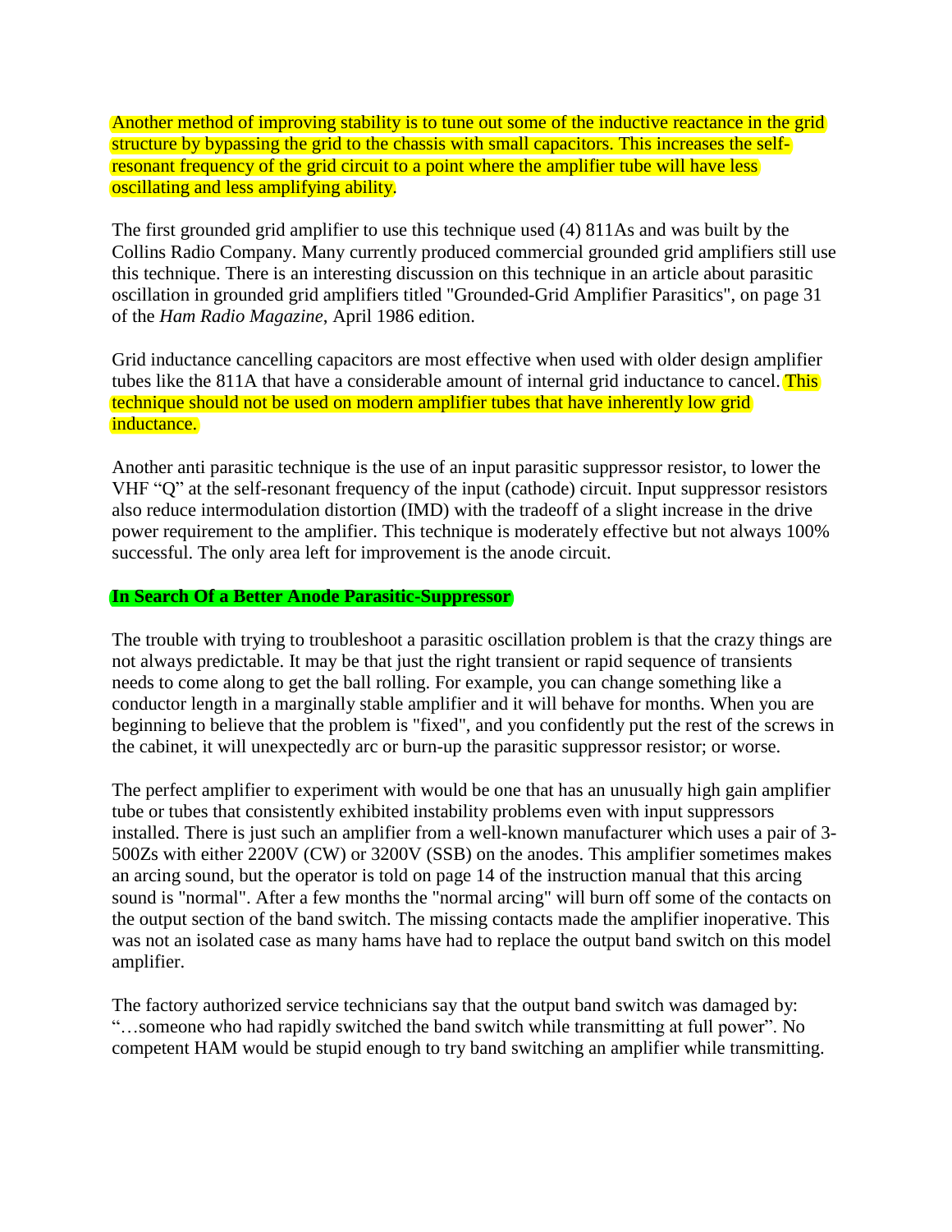Another method of improving stability is to tune out some of the inductive reactance in the grid structure by bypassing the grid to the chassis with small capacitors. This increases the self-resonant frequency of the grid circuit to a point where the amplifier tube will have less oscillating and less amplifying ability.

The first grounded grid amplifier to use this technique used (4) 811As and was built by the Collins Radio Company. Many currently produced commercial grounded grid amplifiers still use this technique. There is an interesting discussion on this technique in an article about parasitic oscillation in grounded grid amplifiers titled "Grounded-Grid Amplifier Parasitics", on page 31 of the *Ham Radio Magazine*, April 1986 edition.

Grid inductance cancelling capacitors are most effective when used with older design amplifier tubes like the 811A that have a considerable amount of internal grid inductance to cancel. This technique should not be used on modern amplifier tubes that have inherently low grid inductance.

Another anti parasitic technique is the use of an input parasitic suppressor resistor, to lower the VHF "Q" at the self-resonant frequency of the input (cathode) circuit. Input suppressor resistors also reduce intermodulation distortion (IMD) with the tradeoff of a slight increase in the drive power requirement to the amplifier. This technique is moderately effective but not always 100% successful. The only area left for improvement is the anode circuit.

**In Search Of a Better Anode Parasitic-Suppressor**

The trouble with trying to troubleshoot a parasitic oscillation problem is that the crazy things are not always predictable. It may be that just the right transient or rapid sequence of transients needs to come along to get the ball rolling. For example, you can change something like a conductor length in a marginally stable amplifier and it will behave for months. When you are beginning to believe that the problem is "fixed", and you confidently put the rest of the screws in the cabinet, it will unexpectedly arc or burn-up the parasitic suppressor resistor; or worse.

The perfect amplifier to experiment with would be one that has an unusually high gain amplifier tube or tubes that consistently exhibited instability problems even with input suppressors installed. There is just such an amplifier from a well-known manufacturer which uses a pair of 3-500Zs with either 2200V (CW) or 3200V (SSB) on the anodes. This amplifier sometimes makes an arcing sound, but the operator is told on page 14 of the instruction manual that this arcing sound is "normal". After a few months the "normal arcing" will burn off some of the contacts on the output section of the band switch. The missing contacts made the amplifier inoperative. This was not an isolated case as many hams have had to replace the output band switch on this model amplifier.

The factory authorized service technicians say that the output band switch was damaged by: "…someone who had rapidly switched the band switch while transmitting at full power". No competent HAM would be stupid enough to try band switching an amplifier while transmitting.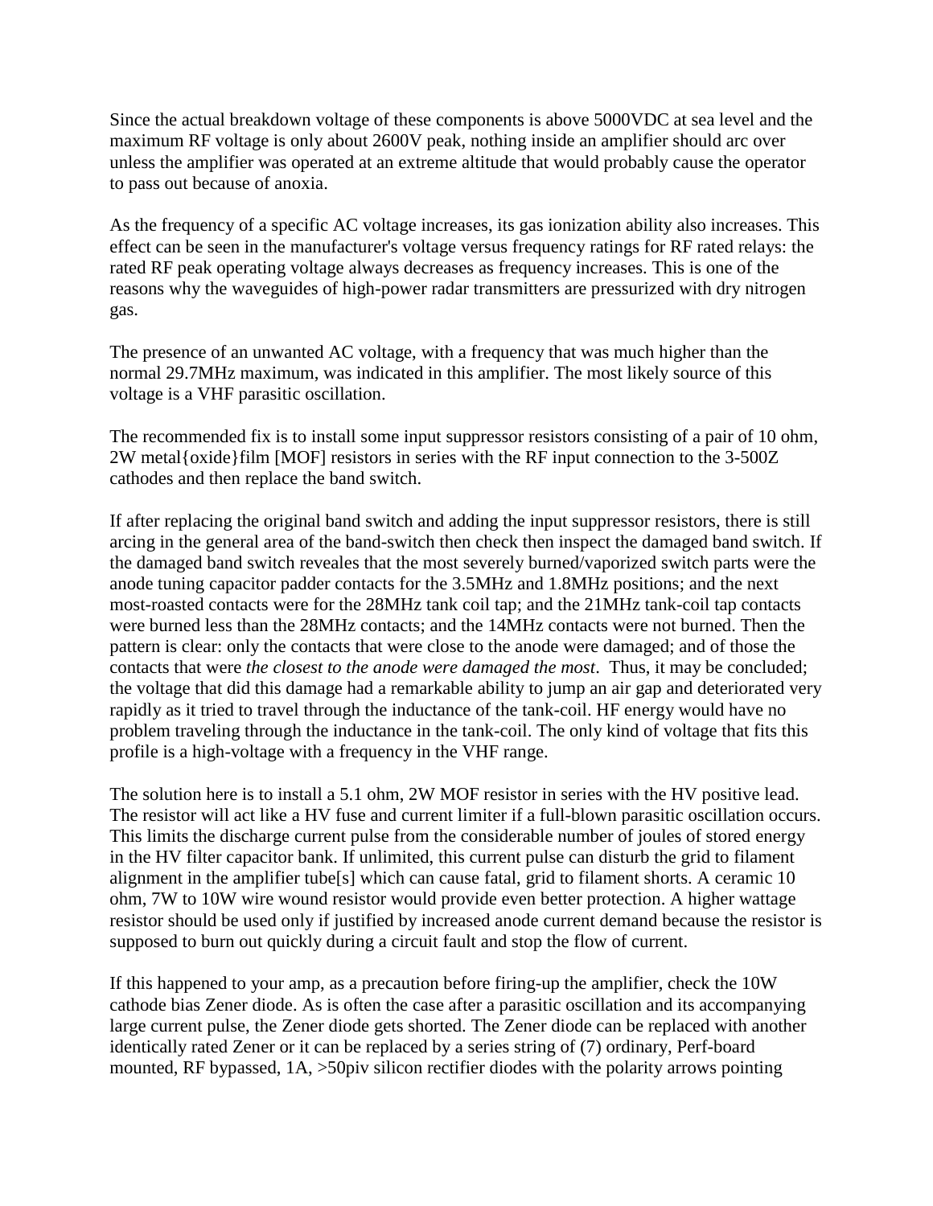Since the actual breakdown voltage of these components is above 5000VDC at sea level and the maximum RF voltage is only about 2600V peak, nothing inside an amplifier should arc over unless the amplifier was operated at an extreme altitude that would probably cause the operator to pass out because of anoxia.

As the frequency of a specific AC voltage increases, its gas ionization ability also increases. This effect can be seen in the manufacturer's voltage versus frequency ratings for RF rated relays: the rated RF peak operating voltage always decreases as frequency increases. This is one of the reasons why the waveguides of high-power radar transmitters are pressurized with dry nitrogen gas.

The presence of an unwanted AC voltage, with a frequency that was much higher than the normal 29.7MHz maximum, was indicated in this amplifier. The most likely source of this voltage is a VHF parasitic oscillation.

The recommended fix is to install some input suppressor resistors consisting of a pair of 10 ohm, 2W metal{oxide}film [MOF] resistors in series with the RF input connection to the 3-500Z cathodes and then replace the band switch.

If after replacing the original band switch and adding the input suppressor resistors, there is still arcing in the general area of the band-switch then check then inspect the damaged band switch. If the damaged band switch reveales that the most severely burned/vaporized switch parts were the anode tuning capacitor padder contacts for the 3.5MHz and 1.8MHz positions; and the next most-roasted contacts were for the 28MHz tank coil tap; and the 21MHz tank-coil tap contacts were burned less than the 28MHz contacts; and the 14MHz contacts were not burned. Then the pattern is clear: only the contacts that were close to the anode were damaged; and of those the contacts that were *the closest to the anode were damaged the most*. Thus, it may be concluded; the voltage that did this damage had a remarkable ability to jump an air gap and deteriorated very rapidly as it tried to travel through the inductance of the tank-coil. HF energy would have no problem traveling through the inductance in the tank-coil. The only kind of voltage that fits this profile is a high-voltage with a frequency in the VHF range.

The solution here is to install a 5.1 ohm, 2W MOF resistor in series with the HV positive lead. The resistor will act like a HV fuse and current limiter if a full-blown parasitic oscillation occurs. This limits the discharge current pulse from the considerable number of joules of stored energy in the HV filter capacitor bank. If unlimited, this current pulse can disturb the grid to filament alignment in the amplifier tube[s] which can cause fatal, grid to filament shorts. A ceramic 10 ohm, 7W to 10W wire wound resistor would provide even better protection. A higher wattage resistor should be used only if justified by increased anode current demand because the resistor is supposed to burn out quickly during a circuit fault and stop the flow of current.

If this happened to your amp, as a precaution before firing-up the amplifier, check the 10W cathode bias Zener diode. As is often the case after a parasitic oscillation and its accompanying large current pulse, the Zener diode gets shorted. The Zener diode can be replaced with another identically rated Zener or it can be replaced by a series string of (7) ordinary, Perf-board mounted, RF bypassed, 1A, >50piv silicon rectifier diodes with the polarity arrows pointing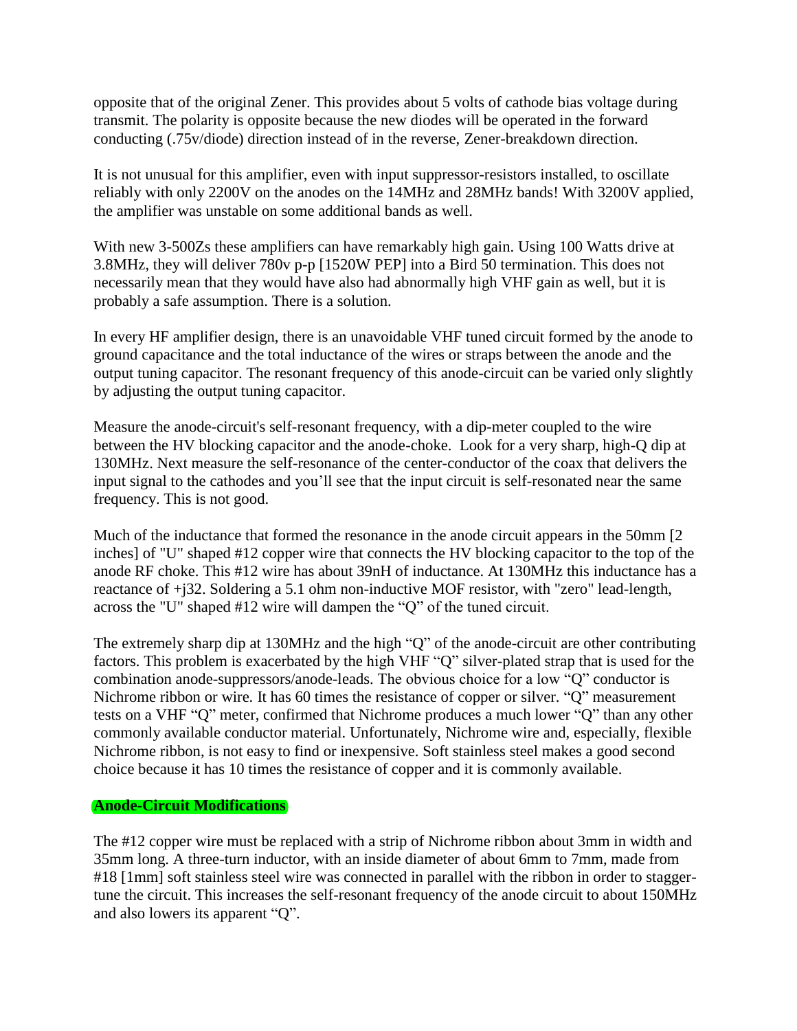opposite that of the original Zener. This provides about 5 volts of cathode bias voltage during transmit. The polarity is opposite because the new diodes will be operated in the forward conducting (.75v/diode) direction instead of in the reverse, Zener-breakdown direction.

It is not unusual for this amplifier, even with input suppressor-resistors installed, to oscillate reliably with only 2200V on the anodes on the 14MHz and 28MHz bands! With 3200V applied, the amplifier was unstable on some additional bands as well.

With new 3-500Zs these amplifiers can have remarkably high gain. Using 100 Watts drive at 3.8MHz, they will deliver 780v p-p [1520W PEP] into a Bird 50 termination. This does not necessarily mean that they would have also had abnormally high VHF gain as well, but it is probably a safe assumption. There is a solution.

In every HF amplifier design, there is an unavoidable VHF tuned circuit formed by the anode to ground capacitance and the total inductance of the wires or straps between the anode and the output tuning capacitor. The resonant frequency of this anode-circuit can be varied only slightly by adjusting the output tuning capacitor.

Measure the anode-circuit's self-resonant frequency, with a dip-meter coupled to the wire between the HV blocking capacitor and the anode-choke. Look for a very sharp, high-Q dip at 130MHz. Next measure the self-resonance of the center-conductor of the coax that delivers the input signal to the cathodes and you'll see that the input circuit is self-resonated near the same frequency. This is not good.

Much of the inductance that formed the resonance in the anode circuit appears in the 50mm [2 inches] of "U" shaped #12 copper wire that connects the HV blocking capacitor to the top of the anode RF choke. This #12 wire has about 39nH of inductance. At 130MHz this inductance has a reactance of +j32. Soldering a 5.1 ohm non-inductive MOF resistor, with "zero" lead-length, across the "U" shaped #12 wire will dampen the "Q" of the tuned circuit.

The extremely sharp dip at 130MHz and the high "Q" of the anode-circuit are other contributing factors. This problem is exacerbated by the high VHF "Q" silver-plated strap that is used for the combination anode-suppressors/anode-leads. The obvious choice for a low "Q" conductor is Nichrome ribbon or wire. It has 60 times the resistance of copper or silver. "Q" measurement tests on a VHF "Q" meter, confirmed that Nichrome produces a much lower "Q" than any other commonly available conductor material. Unfortunately, Nichrome wire and, especially, flexible Nichrome ribbon, is not easy to find or inexpensive. Soft stainless steel makes a good second choice because it has 10 times the resistance of copper and it is commonly available.

## Anode-Circuit Modifications

The #12 copper wire must be replaced with a strip of Nichrome ribbon about 3mm in width and 35mm long. A three-turn inductor, with an inside diameter of about 6mm to 7mm, made from #18 [1mm] soft stainless steel wire was connected in parallel with the ribbon in order to stagger-tune the circuit. This increases the self-resonant frequency of the anode circuit to about 150MHz and also lowers its apparent "Q".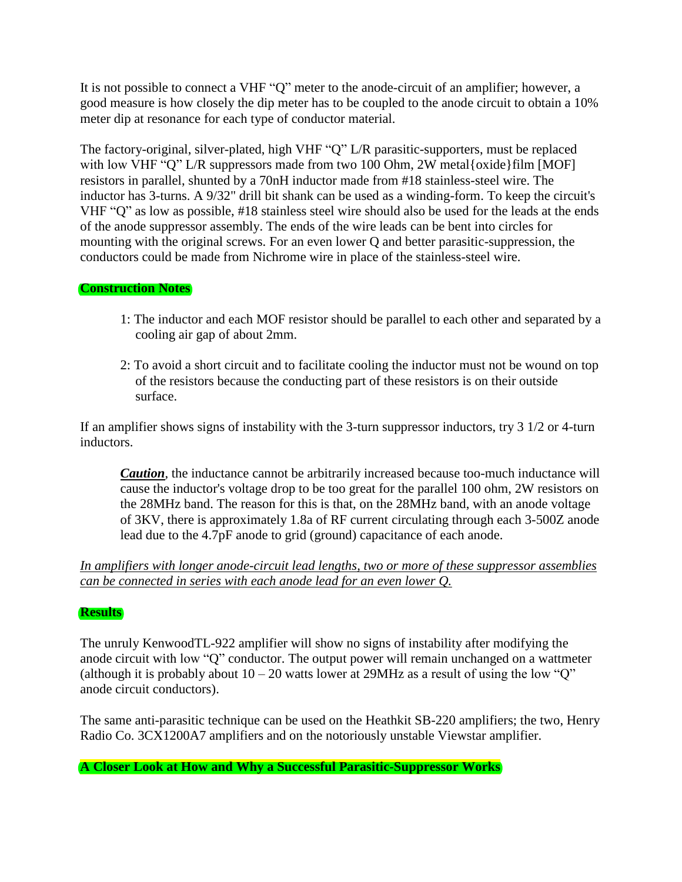It is not possible to connect a VHF "Q" meter to the anode-circuit of an amplifier; however, a good measure is how closely the dip meter has to be coupled to the anode circuit to obtain a 10% meter dip at resonance for each type of conductor material.

The factory-original, silver-plated, high VHF "Q" L/R parasitic-supporters, must be replaced with low VHF "Q" L/R suppressors made from two 100 Ohm, 2W metal{oxide}film [MOF] resistors in parallel, shunted by a 70nH inductor made from #18 stainless-steel wire. The inductor has 3-turns. A 9/32" drill bit shank can be used as a winding-form. To keep the circuit's VHF "Q" as low as possible, #18 stainless steel wire should also be used for the leads at the ends of the anode suppressor assembly. The ends of the wire leads can be bent into circles for mounting with the original screws. For an even lower Q and better parasitic-suppression, the conductors could be made from Nichrome wire in place of the stainless-steel wire.

**Construction Notes**

1: The inductor and each MOF resistor should be parallel to each other and separated by a cooling air gap of about 2mm.

2: To avoid a short circuit and to facilitate cooling the inductor must not be wound on top of the resistors because the conducting part of these resistors is on their outside surface.

If an amplifier shows signs of instability with the 3-turn suppressor inductors, try 3 1/2 or 4-turn inductors.

> ***Caution***, the inductance cannot be arbitrarily increased because too-much inductance will cause the inductor's voltage drop to be too great for the parallel 100 ohm, 2W resistors on the 28MHz band. The reason for this is that, on the 28MHz band, with an anode voltage of 3KV, there is approximately 1.8a of RF current circulating through each 3-500Z anode lead due to the 4.7pF anode to grid (ground) capacitance of each anode.

*In amplifiers with longer anode-circuit lead lengths, two or more of these suppressor assemblies can be connected in series with each anode lead for an even lower Q.*

**Results**

The unruly KenwoodTL-922 amplifier will show no signs of instability after modifying the anode circuit with low "Q" conductor. The output power will remain unchanged on a wattmeter (although it is probably about 10 – 20 watts lower at 29MHz as a result of using the low "Q" anode circuit conductors).

The same anti-parasitic technique can be used on the Heathkit SB-220 amplifiers; the two, Henry Radio Co. 3CX1200A7 amplifiers and on the notoriously unstable Viewstar amplifier.

**A Closer Look at How and Why a Successful Parasitic-Suppressor Works**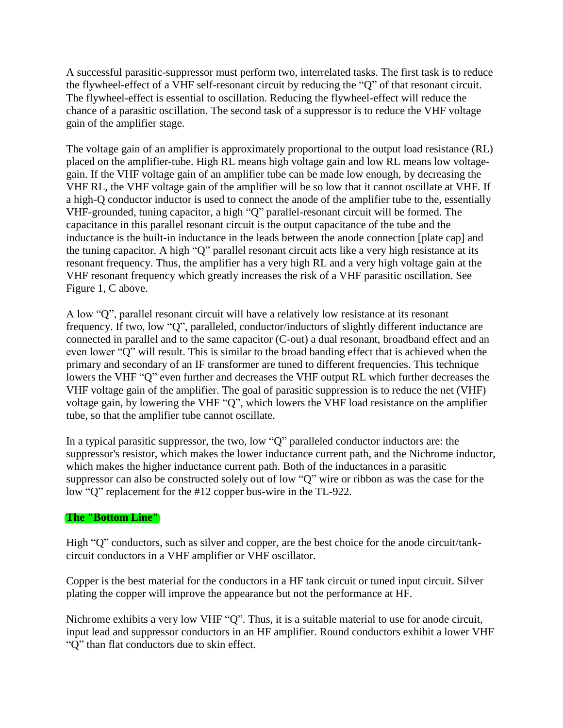A successful parasitic-suppressor must perform two, interrelated tasks. The first task is to reduce the flywheel-effect of a VHF self-resonant circuit by reducing the "Q" of that resonant circuit. The flywheel-effect is essential to oscillation. Reducing the flywheel-effect will reduce the chance of a parasitic oscillation. The second task of a suppressor is to reduce the VHF voltage gain of the amplifier stage.

The voltage gain of an amplifier is approximately proportional to the output load resistance (RL) placed on the amplifier-tube. High RL means high voltage gain and low RL means low voltage-gain. If the VHF voltage gain of an amplifier tube can be made low enough, by decreasing the VHF RL, the VHF voltage gain of the amplifier will be so low that it cannot oscillate at VHF. If a high-Q conductor inductor is used to connect the anode of the amplifier tube to the, essentially VHF-grounded, tuning capacitor, a high "Q" parallel-resonant circuit will be formed. The capacitance in this parallel resonant circuit is the output capacitance of the tube and the inductance is the built-in inductance in the leads between the anode connection [plate cap] and the tuning capacitor. A high "Q" parallel resonant circuit acts like a very high resistance at its resonant frequency. Thus, the amplifier has a very high RL and a very high voltage gain at the VHF resonant frequency which greatly increases the risk of a VHF parasitic oscillation. See Figure 1, C above.

A low "Q", parallel resonant circuit will have a relatively low resistance at its resonant frequency. If two, low "Q", paralleled, conductor/inductors of slightly different inductance are connected in parallel and to the same capacitor (C-out) a dual resonant, broadband effect and an even lower "Q" will result. This is similar to the broad banding effect that is achieved when the primary and secondary of an IF transformer are tuned to different frequencies. This technique lowers the VHF "Q" even further and decreases the VHF output RL which further decreases the VHF voltage gain of the amplifier. The goal of parasitic suppression is to reduce the net (VHF) voltage gain, by lowering the VHF "Q", which lowers the VHF load resistance on the amplifier tube, so that the amplifier tube cannot oscillate.

In a typical parasitic suppressor, the two, low "Q" paralleled conductor inductors are: the suppressor's resistor, which makes the lower inductance current path, and the Nichrome inductor, which makes the higher inductance current path. Both of the inductances in a parasitic suppressor can also be constructed solely out of low "Q" wire or ribbon as was the case for the low "Q" replacement for the #12 copper bus-wire in the TL-922.

## The "Bottom Line"

High "Q" conductors, such as silver and copper, are the best choice for the anode circuit/tank-circuit conductors in a VHF amplifier or VHF oscillator.

Copper is the best material for the conductors in a HF tank circuit or tuned input circuit. Silver plating the copper will improve the appearance but not the performance at HF.

Nichrome exhibits a very low VHF "Q". Thus, it is a suitable material to use for anode circuit, input lead and suppressor conductors in an HF amplifier. Round conductors exhibit a lower VHF "Q" than flat conductors due to skin effect.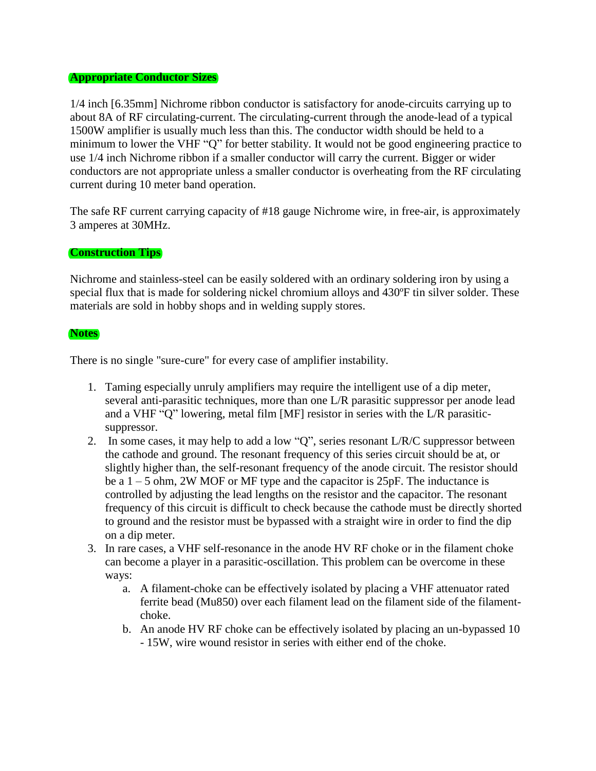## Appropriate Conductor Sizes

1/4 inch [6.35mm] Nichrome ribbon conductor is satisfactory for anode-circuits carrying up to about 8A of RF circulating-current. The circulating-current through the anode-lead of a typical 1500W amplifier is usually much less than this. The conductor width should be held to a minimum to lower the VHF "Q" for better stability. It would not be good engineering practice to use 1/4 inch Nichrome ribbon if a smaller conductor will carry the current. Bigger or wider conductors are not appropriate unless a smaller conductor is overheating from the RF circulating current during 10 meter band operation.

The safe RF current carrying capacity of #18 gauge Nichrome wire, in free-air, is approximately 3 amperes at 30MHz.

## Construction Tips

Nichrome and stainless-steel can be easily soldered with an ordinary soldering iron by using a special flux that is made for soldering nickel chromium alloys and 430ºF tin silver solder. These materials are sold in hobby shops and in welding supply stores.

## Notes

There is no single "sure-cure" for every case of amplifier instability.

1. Taming especially unruly amplifiers may require the intelligent use of a dip meter, several anti-parasitic techniques, more than one L/R parasitic suppressor per anode lead and a VHF "Q" lowering, metal film [MF] resistor in series with the L/R parasitic-suppressor.
2. In some cases, it may help to add a low "Q", series resonant L/R/C suppressor between the cathode and ground. The resonant frequency of this series circuit should be at, or slightly higher than, the self-resonant frequency of the anode circuit. The resistor should be a 1 – 5 ohm, 2W MOF or MF type and the capacitor is 25pF. The inductance is controlled by adjusting the lead lengths on the resistor and the capacitor. The resonant frequency of this circuit is difficult to check because the cathode must be directly shorted to ground and the resistor must be bypassed with a straight wire in order to find the dip on a dip meter.
3. In rare cases, a VHF self-resonance in the anode HV RF choke or in the filament choke can become a player in a parasitic-oscillation. This problem can be overcome in these ways:
    a. A filament-choke can be effectively isolated by placing a VHF attenuator rated ferrite bead (Mu850) over each filament lead on the filament side of the filament-choke.
    b. An anode HV RF choke can be effectively isolated by placing an un-bypassed 10 - 15W, wire wound resistor in series with either end of the choke.